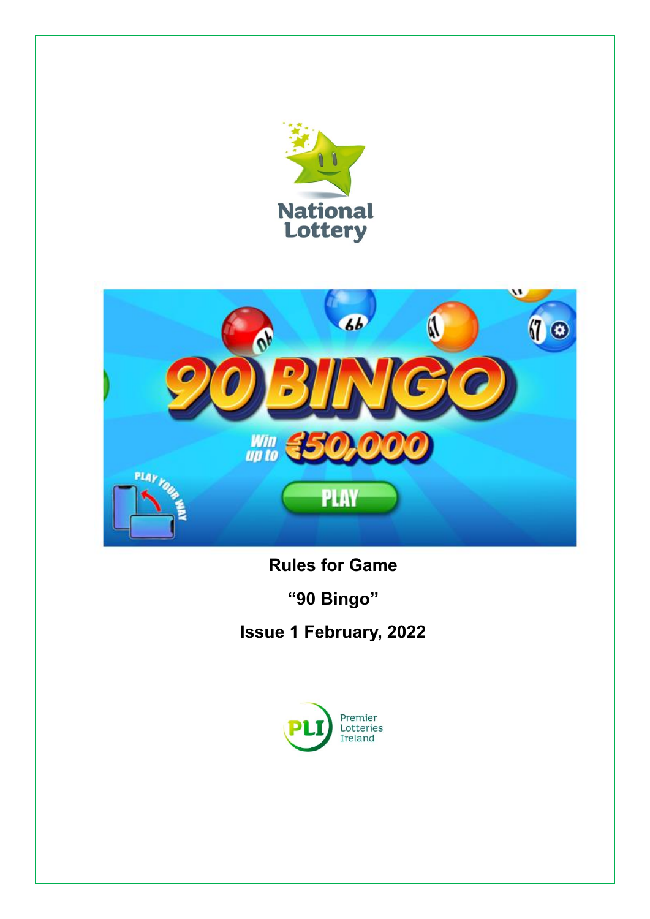**Rules for Game**

**“90 Bingo”**

**Issue 1 February, 2022**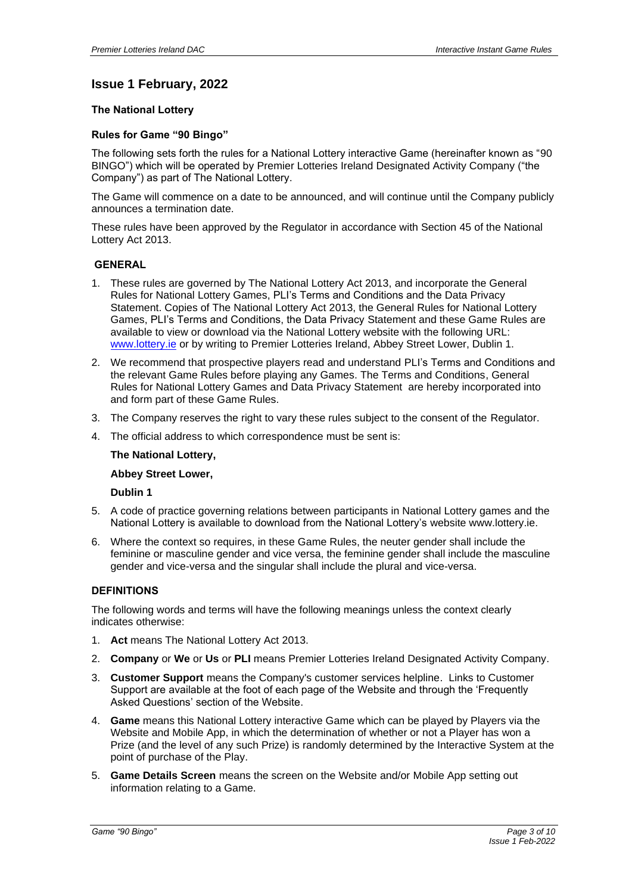## Issue 1 February, 2022

**The National Lottery**

**Rules for Game "90 Bingo"**

The following sets forth the rules for a National Lottery interactive Game (hereinafter known as "90 BINGO") which will be operated by Premier Lotteries Ireland Designated Activity Company ("the Company") as part of The National Lottery.

The Game will commence on a date to be announced, and will continue until the Company publicly announces a termination date.

These rules have been approved by the Regulator in accordance with Section 45 of the National Lottery Act 2013.

### GENERAL

1. These rules are governed by The National Lottery Act 2013, and incorporate the General Rules for National Lottery Games, PLI's Terms and Conditions and the Data Privacy Statement. Copies of The National Lottery Act 2013, the General Rules for National Lottery Games, PLI's Terms and Conditions, the Data Privacy Statement and these Game Rules are available to view or download via the National Lottery website with the following URL: [www.lottery.ie](http://www.lottery.ie) or by writing to Premier Lotteries Ireland, Abbey Street Lower, Dublin 1.
2. We recommend that prospective players read and understand PLI's Terms and Conditions and the relevant Game Rules before playing any Games. The Terms and Conditions, General Rules for National Lottery Games and Data Privacy Statement are hereby incorporated into and form part of these Game Rules.
3. The Company reserves the right to vary these rules subject to the consent of the Regulator.
4. The official address to which correspondence must be sent is:

   **The National Lottery,**

   **Abbey Street Lower,**

   **Dublin 1**
5. A code of practice governing relations between participants in National Lottery games and the National Lottery is available to download from the National Lottery's website www.lottery.ie.
6. Where the context so requires, in these Game Rules, the neuter gender shall include the feminine or masculine gender and vice versa, the feminine gender shall include the masculine gender and vice-versa and the singular shall include the plural and vice-versa.

### DEFINITIONS

The following words and terms will have the following meanings unless the context clearly indicates otherwise:

1. **Act** means The National Lottery Act 2013.
2. **Company** or **We** or **Us** or **PLI** means Premier Lotteries Ireland Designated Activity Company.
3. **Customer Support** means the Company's customer services helpline. Links to Customer Support are available at the foot of each page of the Website and through the 'Frequently Asked Questions' section of the Website.
4. **Game** means this National Lottery interactive Game which can be played by Players via the Website and Mobile App, in which the determination of whether or not a Player has won a Prize (and the level of any such Prize) is randomly determined by the Interactive System at the point of purchase of the Play.
5. **Game Details Screen** means the screen on the Website and/or Mobile App setting out information relating to a Game.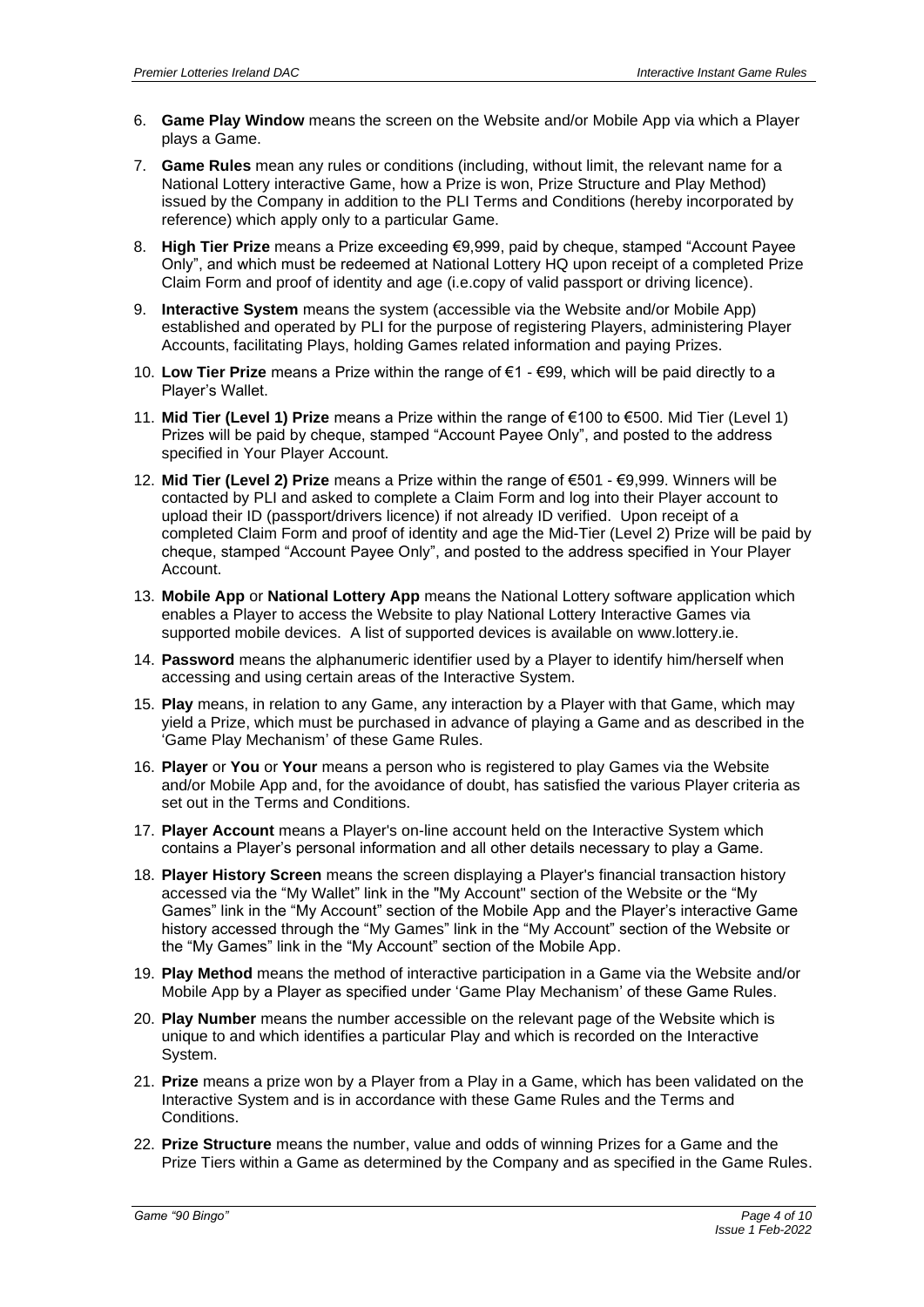6. **Game Play Window** means the screen on the Website and/or Mobile App via which a Player plays a Game.

7. **Game Rules** mean any rules or conditions (including, without limit, the relevant name for a National Lottery interactive Game, how a Prize is won, Prize Structure and Play Method) issued by the Company in addition to the PLI Terms and Conditions (hereby incorporated by reference) which apply only to a particular Game.

8. **High Tier Prize** means a Prize exceeding €9,999, paid by cheque, stamped "Account Payee Only", and which must be redeemed at National Lottery HQ upon receipt of a completed Prize Claim Form and proof of identity and age (i.e.copy of valid passport or driving licence).

9. **Interactive System** means the system (accessible via the Website and/or Mobile App) established and operated by PLI for the purpose of registering Players, administering Player Accounts, facilitating Plays, holding Games related information and paying Prizes.

10. **Low Tier Prize** means a Prize within the range of €1 - €99, which will be paid directly to a Player's Wallet.

11. **Mid Tier (Level 1) Prize** means a Prize within the range of €100 to €500. Mid Tier (Level 1) Prizes will be paid by cheque, stamped "Account Payee Only", and posted to the address specified in Your Player Account.

12. **Mid Tier (Level 2) Prize** means a Prize within the range of €501 - €9,999. Winners will be contacted by PLI and asked to complete a Claim Form and log into their Player account to upload their ID (passport/drivers licence) if not already ID verified. Upon receipt of a completed Claim Form and proof of identity and age the Mid-Tier (Level 2) Prize will be paid by cheque, stamped "Account Payee Only", and posted to the address specified in Your Player Account.

13. **Mobile App** or **National Lottery App** means the National Lottery software application which enables a Player to access the Website to play National Lottery Interactive Games via supported mobile devices. A list of supported devices is available on www.lottery.ie.

14. **Password** means the alphanumeric identifier used by a Player to identify him/herself when accessing and using certain areas of the Interactive System.

15. **Play** means, in relation to any Game, any interaction by a Player with that Game, which may yield a Prize, which must be purchased in advance of playing a Game and as described in the 'Game Play Mechanism' of these Game Rules.

16. **Player** or **You** or **Your** means a person who is registered to play Games via the Website and/or Mobile App and, for the avoidance of doubt, has satisfied the various Player criteria as set out in the Terms and Conditions.

17. **Player Account** means a Player's on-line account held on the Interactive System which contains a Player's personal information and all other details necessary to play a Game.

18. **Player History Screen** means the screen displaying a Player's financial transaction history accessed via the "My Wallet" link in the "My Account" section of the Website or the "My Games" link in the "My Account" section of the Mobile App and the Player's interactive Game history accessed through the "My Games" link in the "My Account" section of the Website or the "My Games" link in the "My Account" section of the Mobile App.

19. **Play Method** means the method of interactive participation in a Game via the Website and/or Mobile App by a Player as specified under 'Game Play Mechanism' of these Game Rules.

20. **Play Number** means the number accessible on the relevant page of the Website which is unique to and which identifies a particular Play and which is recorded on the Interactive System.

21. **Prize** means a prize won by a Player from a Play in a Game, which has been validated on the Interactive System and is in accordance with these Game Rules and the Terms and Conditions.

22. **Prize Structure** means the number, value and odds of winning Prizes for a Game and the Prize Tiers within a Game as determined by the Company and as specified in the Game Rules.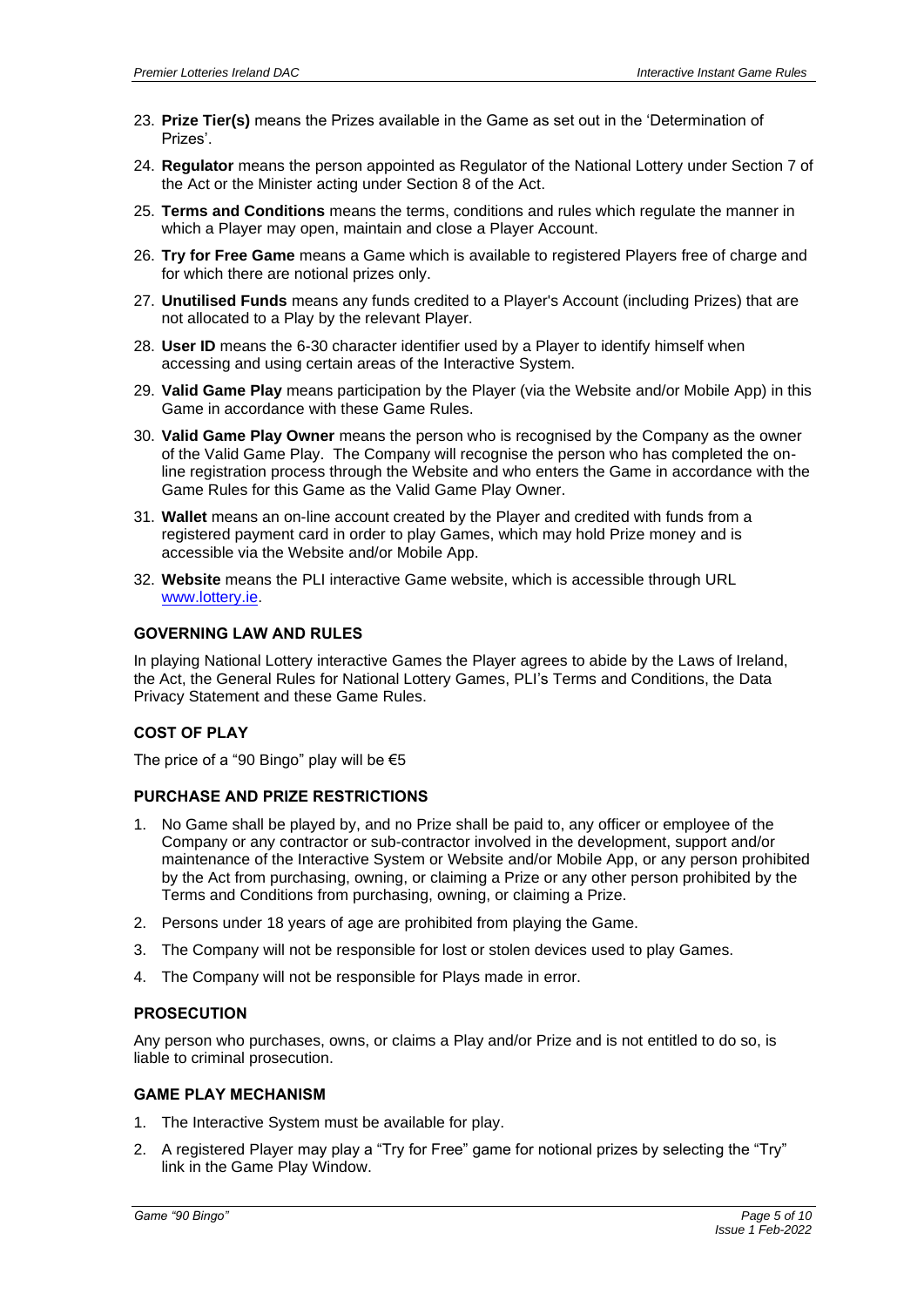23. **Prize Tier(s)** means the Prizes available in the Game as set out in the 'Determination of Prizes'.
24. **Regulator** means the person appointed as Regulator of the National Lottery under Section 7 of the Act or the Minister acting under Section 8 of the Act.
25. **Terms and Conditions** means the terms, conditions and rules which regulate the manner in which a Player may open, maintain and close a Player Account.
26. **Try for Free Game** means a Game which is available to registered Players free of charge and for which there are notional prizes only.
27. **Unutilised Funds** means any funds credited to a Player's Account (including Prizes) that are not allocated to a Play by the relevant Player.
28. **User ID** means the 6-30 character identifier used by a Player to identify himself when accessing and using certain areas of the Interactive System.
29. **Valid Game Play** means participation by the Player (via the Website and/or Mobile App) in this Game in accordance with these Game Rules.
30. **Valid Game Play Owner** means the person who is recognised by the Company as the owner of the Valid Game Play. The Company will recognise the person who has completed the on-line registration process through the Website and who enters the Game in accordance with the Game Rules for this Game as the Valid Game Play Owner.
31. **Wallet** means an on-line account created by the Player and credited with funds from a registered payment card in order to play Games, which may hold Prize money and is accessible via the Website and/or Mobile App.
32. **Website** means the PLI interactive Game website, which is accessible through URL www.lottery.ie.

## GOVERNING LAW AND RULES

In playing National Lottery interactive Games the Player agrees to abide by the Laws of Ireland, the Act, the General Rules for National Lottery Games, PLI's Terms and Conditions, the Data Privacy Statement and these Game Rules.

## COST OF PLAY

The price of a "90 Bingo" play will be €5

## PURCHASE AND PRIZE RESTRICTIONS

1. No Game shall be played by, and no Prize shall be paid to, any officer or employee of the Company or any contractor or sub-contractor involved in the development, support and/or maintenance of the Interactive System or Website and/or Mobile App, or any person prohibited by the Act from purchasing, owning, or claiming a Prize or any other person prohibited by the Terms and Conditions from purchasing, owning, or claiming a Prize.
2. Persons under 18 years of age are prohibited from playing the Game.
3. The Company will not be responsible for lost or stolen devices used to play Games.
4. The Company will not be responsible for Plays made in error.

## PROSECUTION

Any person who purchases, owns, or claims a Play and/or Prize and is not entitled to do so, is liable to criminal prosecution.

## GAME PLAY MECHANISM

1. The Interactive System must be available for play.
2. A registered Player may play a "Try for Free" game for notional prizes by selecting the "Try" link in the Game Play Window.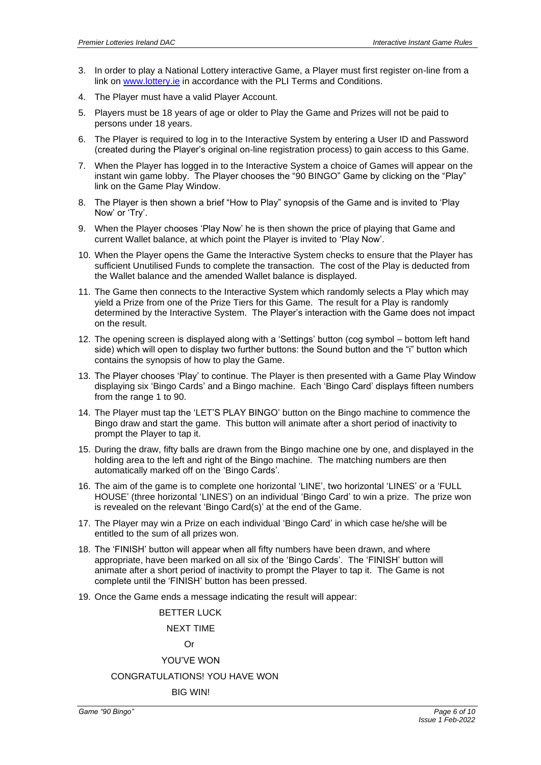3. In order to play a National Lottery interactive Game, a Player must first register on-line from a link on www.lottery.ie in accordance with the PLI Terms and Conditions.
4. The Player must have a valid Player Account.
5. Players must be 18 years of age or older to Play the Game and Prizes will not be paid to persons under 18 years.
6. The Player is required to log in to the Interactive System by entering a User ID and Password (created during the Player's original on-line registration process) to gain access to this Game.
7. When the Player has logged in to the Interactive System a choice of Games will appear on the instant win game lobby. The Player chooses the "90 BINGO" Game by clicking on the "Play" link on the Game Play Window.
8. The Player is then shown a brief "How to Play" synopsis of the Game and is invited to 'Play Now' or 'Try'.
9. When the Player chooses 'Play Now' he is then shown the price of playing that Game and current Wallet balance, at which point the Player is invited to 'Play Now'.
10. When the Player opens the Game the Interactive System checks to ensure that the Player has sufficient Unutilised Funds to complete the transaction. The cost of the Play is deducted from the Wallet balance and the amended Wallet balance is displayed.
11. The Game then connects to the Interactive System which randomly selects a Play which may yield a Prize from one of the Prize Tiers for this Game. The result for a Play is randomly determined by the Interactive System. The Player's interaction with the Game does not impact on the result.
12. The opening screen is displayed along with a 'Settings' button (cog symbol – bottom left hand side) which will open to display two further buttons: the Sound button and the "i" button which contains the synopsis of how to play the Game.
13. The Player chooses 'Play' to continue. The Player is then presented with a Game Play Window displaying six 'Bingo Cards' and a Bingo machine. Each 'Bingo Card' displays fifteen numbers from the range 1 to 90.
14. The Player must tap the 'LET'S PLAY BINGO' button on the Bingo machine to commence the Bingo draw and start the game. This button will animate after a short period of inactivity to prompt the Player to tap it.
15. During the draw, fifty balls are drawn from the Bingo machine one by one, and displayed in the holding area to the left and right of the Bingo machine. The matching numbers are then automatically marked off on the 'Bingo Cards'.
16. The aim of the game is to complete one horizontal 'LINE', two horizontal 'LINES' or a 'FULL HOUSE' (three horizontal 'LINES') on an individual 'Bingo Card' to win a prize. The prize won is revealed on the relevant 'Bingo Card(s)' at the end of the Game.
17. The Player may win a Prize on each individual 'Bingo Card' in which case he/she will be entitled to the sum of all prizes won.
18. The 'FINISH' button will appear when all fifty numbers have been drawn, and where appropriate, have been marked on all six of the 'Bingo Cards'. The 'FINISH' button will animate after a short period of inactivity to prompt the Player to tap it. The Game is not complete until the 'FINISH' button has been pressed.
19. Once the Game ends a message indicating the result will appear:

BETTER LUCK

NEXT TIME

Or

YOU'VE WON

CONGRATULATIONS! YOU HAVE WON

BIG WIN!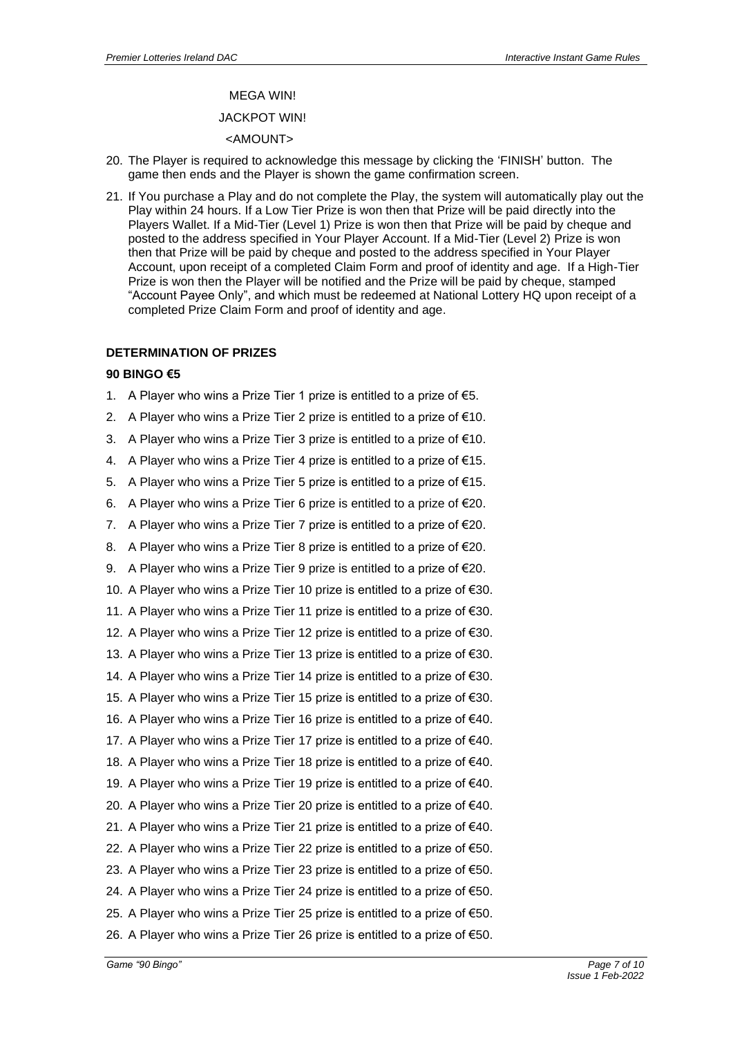MEGA WIN!

JACKPOT WIN!

<AMOUNT>

20. The Player is required to acknowledge this message by clicking the 'FINISH' button. The game then ends and the Player is shown the game confirmation screen.
21. If You purchase a Play and do not complete the Play, the system will automatically play out the Play within 24 hours. If a Low Tier Prize is won then that Prize will be paid directly into the Players Wallet. If a Mid-Tier (Level 1) Prize is won then that Prize will be paid by cheque and posted to the address specified in Your Player Account. If a Mid-Tier (Level 2) Prize is won then that Prize will be paid by cheque and posted to the address specified in Your Player Account, upon receipt of a completed Claim Form and proof of identity and age. If a High-Tier Prize is won then the Player will be notified and the Prize will be paid by cheque, stamped "Account Payee Only", and which must be redeemed at National Lottery HQ upon receipt of a completed Prize Claim Form and proof of identity and age.

### DETERMINATION OF PRIZES

#### 90 BINGO €5

1. A Player who wins a Prize Tier 1 prize is entitled to a prize of €5.
2. A Player who wins a Prize Tier 2 prize is entitled to a prize of €10.
3. A Player who wins a Prize Tier 3 prize is entitled to a prize of €10.
4. A Player who wins a Prize Tier 4 prize is entitled to a prize of €15.
5. A Player who wins a Prize Tier 5 prize is entitled to a prize of €15.
6. A Player who wins a Prize Tier 6 prize is entitled to a prize of €20.
7. A Player who wins a Prize Tier 7 prize is entitled to a prize of €20.
8. A Player who wins a Prize Tier 8 prize is entitled to a prize of €20.
9. A Player who wins a Prize Tier 9 prize is entitled to a prize of €20.
10. A Player who wins a Prize Tier 10 prize is entitled to a prize of €30.
11. A Player who wins a Prize Tier 11 prize is entitled to a prize of €30.
12. A Player who wins a Prize Tier 12 prize is entitled to a prize of €30.
13. A Player who wins a Prize Tier 13 prize is entitled to a prize of €30.
14. A Player who wins a Prize Tier 14 prize is entitled to a prize of €30.
15. A Player who wins a Prize Tier 15 prize is entitled to a prize of €30.
16. A Player who wins a Prize Tier 16 prize is entitled to a prize of €40.
17. A Player who wins a Prize Tier 17 prize is entitled to a prize of €40.
18. A Player who wins a Prize Tier 18 prize is entitled to a prize of €40.
19. A Player who wins a Prize Tier 19 prize is entitled to a prize of €40.
20. A Player who wins a Prize Tier 20 prize is entitled to a prize of €40.
21. A Player who wins a Prize Tier 21 prize is entitled to a prize of €40.
22. A Player who wins a Prize Tier 22 prize is entitled to a prize of €50.
23. A Player who wins a Prize Tier 23 prize is entitled to a prize of €50.
24. A Player who wins a Prize Tier 24 prize is entitled to a prize of €50.
25. A Player who wins a Prize Tier 25 prize is entitled to a prize of €50.
26. A Player who wins a Prize Tier 26 prize is entitled to a prize of €50.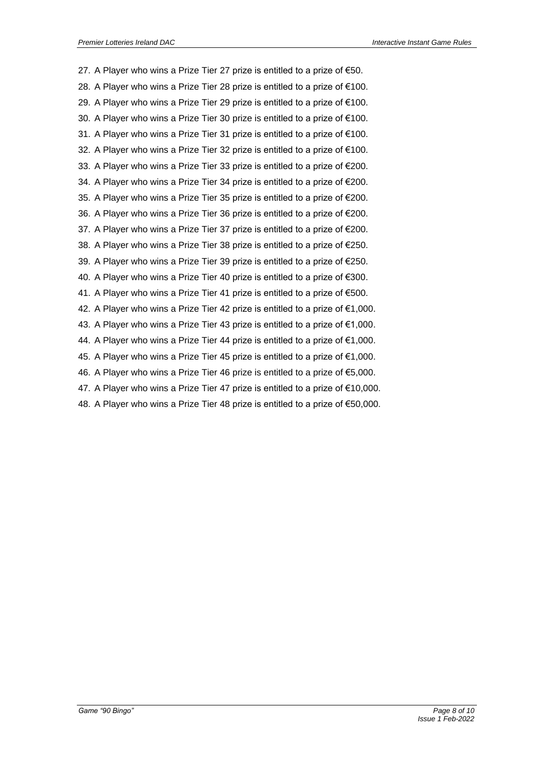27. A Player who wins a Prize Tier 27 prize is entitled to a prize of €50.
28. A Player who wins a Prize Tier 28 prize is entitled to a prize of €100.
29. A Player who wins a Prize Tier 29 prize is entitled to a prize of €100.
30. A Player who wins a Prize Tier 30 prize is entitled to a prize of €100.
31. A Player who wins a Prize Tier 31 prize is entitled to a prize of €100.
32. A Player who wins a Prize Tier 32 prize is entitled to a prize of €100.
33. A Player who wins a Prize Tier 33 prize is entitled to a prize of €200.
34. A Player who wins a Prize Tier 34 prize is entitled to a prize of €200.
35. A Player who wins a Prize Tier 35 prize is entitled to a prize of €200.
36. A Player who wins a Prize Tier 36 prize is entitled to a prize of €200.
37. A Player who wins a Prize Tier 37 prize is entitled to a prize of €200.
38. A Player who wins a Prize Tier 38 prize is entitled to a prize of €250.
39. A Player who wins a Prize Tier 39 prize is entitled to a prize of €250.
40. A Player who wins a Prize Tier 40 prize is entitled to a prize of €300.
41. A Player who wins a Prize Tier 41 prize is entitled to a prize of €500.
42. A Player who wins a Prize Tier 42 prize is entitled to a prize of €1,000.
43. A Player who wins a Prize Tier 43 prize is entitled to a prize of €1,000.
44. A Player who wins a Prize Tier 44 prize is entitled to a prize of €1,000.
45. A Player who wins a Prize Tier 45 prize is entitled to a prize of €1,000.
46. A Player who wins a Prize Tier 46 prize is entitled to a prize of €5,000.
47. A Player who wins a Prize Tier 47 prize is entitled to a prize of €10,000.
48. A Player who wins a Prize Tier 48 prize is entitled to a prize of €50,000.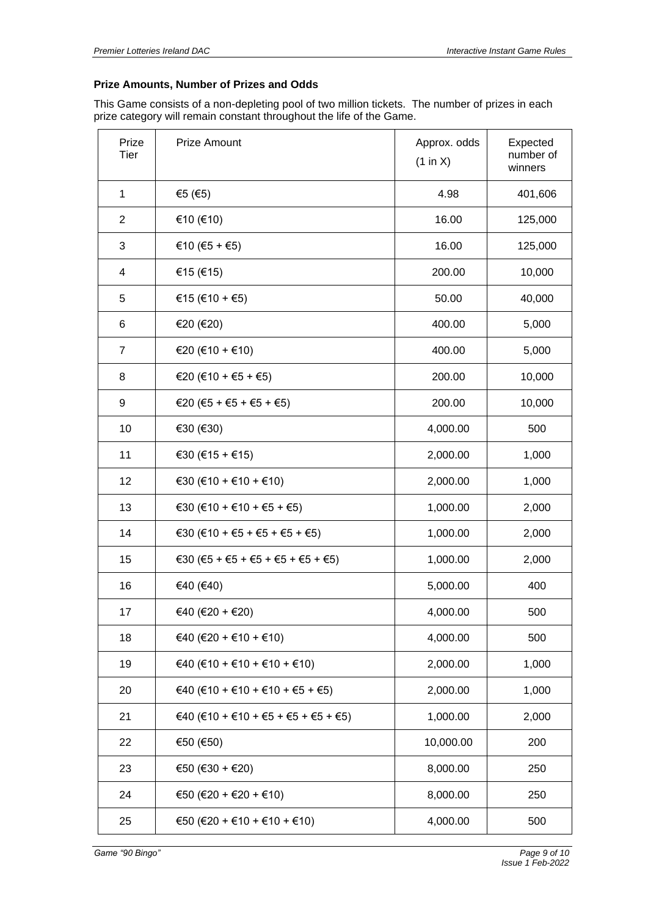**Prize Amounts, Number of Prizes and Odds**

This Game consists of a non-depleting pool of two million tickets. The number of prizes in each prize category will remain constant throughout the life of the Game.

| Prize Tier | Prize Amount | Approx. odds (1 in X) | Expected number of winners |
|---|---|---|---|
| 1 | €5 (€5) | 4.98 | 401,606 |
| 2 | €10 (€10) | 16.00 | 125,000 |
| 3 | €10 (€5 + €5) | 16.00 | 125,000 |
| 4 | €15 (€15) | 200.00 | 10,000 |
| 5 | €15 (€10 + €5) | 50.00 | 40,000 |
| 6 | €20 (€20) | 400.00 | 5,000 |
| 7 | €20 (€10 + €10) | 400.00 | 5,000 |
| 8 | €20 (€10 + €5 + €5) | 200.00 | 10,000 |
| 9 | €20 (€5 + €5 + €5 + €5) | 200.00 | 10,000 |
| 10 | €30 (€30) | 4,000.00 | 500 |
| 11 | €30 (€15 + €15) | 2,000.00 | 1,000 |
| 12 | €30 (€10 + €10 + €10) | 2,000.00 | 1,000 |
| 13 | €30 (€10 + €10 + €5 + €5) | 1,000.00 | 2,000 |
| 14 | €30 (€10 + €5 + €5 + €5 + €5) | 1,000.00 | 2,000 |
| 15 | €30 (€5 + €5 + €5 + €5 + €5 + €5) | 1,000.00 | 2,000 |
| 16 | €40 (€40) | 5,000.00 | 400 |
| 17 | €40 (€20 + €20) | 4,000.00 | 500 |
| 18 | €40 (€20 + €10 + €10) | 4,000.00 | 500 |
| 19 | €40 (€10 + €10 + €10 + €10) | 2,000.00 | 1,000 |
| 20 | €40 (€10 + €10 + €10 + €5 + €5) | 2,000.00 | 1,000 |
| 21 | €40 (€10 + €10 + €5 + €5 + €5 + €5) | 1,000.00 | 2,000 |
| 22 | €50 (€50) | 10,000.00 | 200 |
| 23 | €50 (€30 + €20) | 8,000.00 | 250 |
| 24 | €50 (€20 + €20 + €10) | 8,000.00 | 250 |
| 25 | €50 (€20 + €10 + €10 + €10) | 4,000.00 | 500 |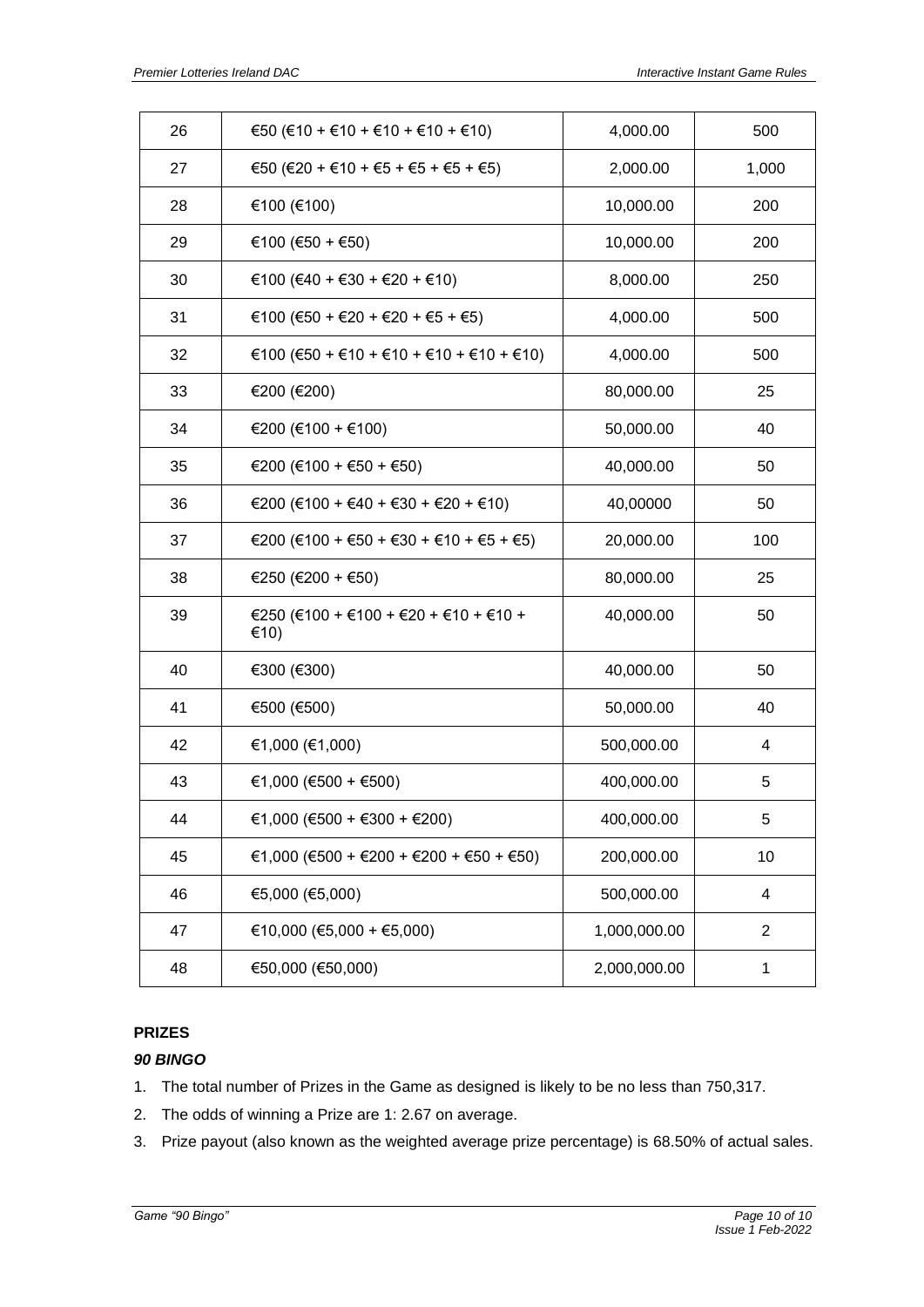| | | | |
|---|---|---|---|
| 26 | €50 (€10 + €10 + €10 + €10 + €10) | 4,000.00 | 500 |
| 27 | €50 (€20 + €10 + €5 + €5 + €5 + €5) | 2,000.00 | 1,000 |
| 28 | €100 (€100) | 10,000.00 | 200 |
| 29 | €100 (€50 + €50) | 10,000.00 | 200 |
| 30 | €100 (€40 + €30 + €20 + €10) | 8,000.00 | 250 |
| 31 | €100 (€50 + €20 + €20 + €5 + €5) | 4,000.00 | 500 |
| 32 | €100 (€50 + €10 + €10 + €10 + €10 + €10) | 4,000.00 | 500 |
| 33 | €200 (€200) | 80,000.00 | 25 |
| 34 | €200 (€100 + €100) | 50,000.00 | 40 |
| 35 | €200 (€100 + €50 + €50) | 40,000.00 | 50 |
| 36 | €200 (€100 + €40 + €30 + €20 + €10) | 40,00000 | 50 |
| 37 | €200 (€100 + €50 + €30 + €10 + €5 + €5) | 20,000.00 | 100 |
| 38 | €250 (€200 + €50) | 80,000.00 | 25 |
| 39 | €250 (€100 + €100 + €20 + €10 + €10 + €10) | 40,000.00 | 50 |
| 40 | €300 (€300) | 40,000.00 | 50 |
| 41 | €500 (€500) | 50,000.00 | 40 |
| 42 | €1,000 (€1,000) | 500,000.00 | 4 |
| 43 | €1,000 (€500 + €500) | 400,000.00 | 5 |
| 44 | €1,000 (€500 + €300 + €200) | 400,000.00 | 5 |
| 45 | €1,000 (€500 + €200 + €200 + €50 + €50) | 200,000.00 | 10 |
| 46 | €5,000 (€5,000) | 500,000.00 | 4 |
| 47 | €10,000 (€5,000 + €5,000) | 1,000,000.00 | 2 |
| 48 | €50,000 (€50,000) | 2,000,000.00 | 1 |

**PRIZES**

***90 BINGO***

1. The total number of Prizes in the Game as designed is likely to be no less than 750,317.
2. The odds of winning a Prize are 1: 2.67 on average.
3. Prize payout (also known as the weighted average prize percentage) is 68.50% of actual sales.